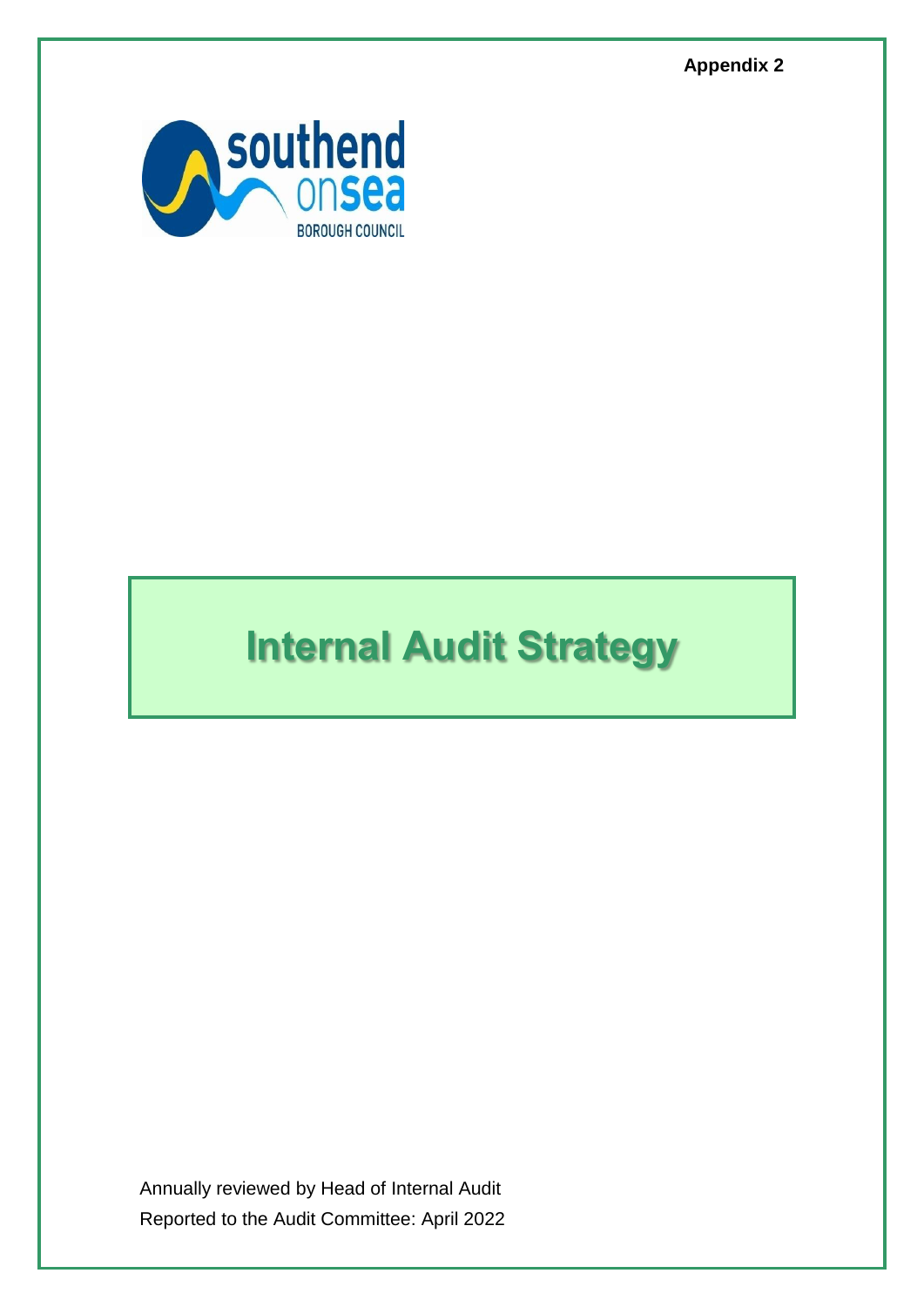**Appendix 2**

southend onsea BOROUGH COUNCIL

# Internal Audit Strategy

Annually reviewed by Head of Internal Audit

Reported to the Audit Committee: April 2022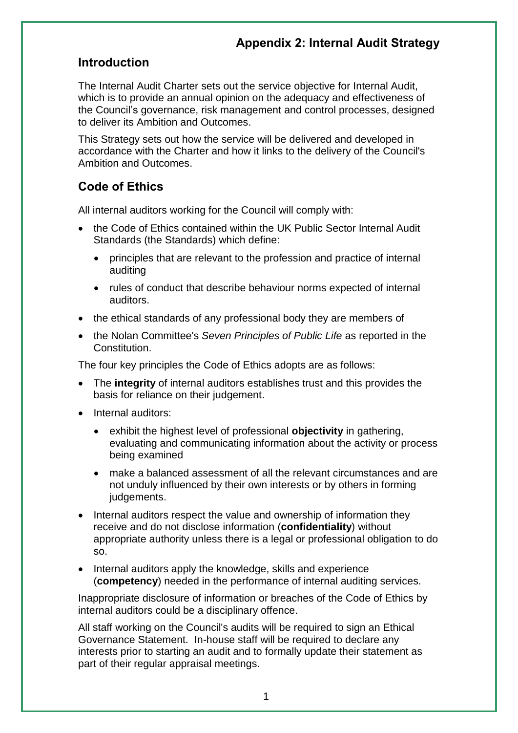# Appendix 2: Internal Audit Strategy

## Introduction

The Internal Audit Charter sets out the service objective for Internal Audit, which is to provide an annual opinion on the adequacy and effectiveness of the Council's governance, risk management and control processes, designed to deliver its Ambition and Outcomes.

This Strategy sets out how the service will be delivered and developed in accordance with the Charter and how it links to the delivery of the Council's Ambition and Outcomes.

## Code of Ethics

All internal auditors working for the Council will comply with:

- the Code of Ethics contained within the UK Public Sector Internal Audit Standards (the Standards) which define:
  - principles that are relevant to the profession and practice of internal auditing
  - rules of conduct that describe behaviour norms expected of internal auditors.
- the ethical standards of any professional body they are members of
- the Nolan Committee's *Seven Principles of Public Life* as reported in the Constitution.

The four key principles the Code of Ethics adopts are as follows:

- The **integrity** of internal auditors establishes trust and this provides the basis for reliance on their judgement.
- Internal auditors:
  - exhibit the highest level of professional **objectivity** in gathering, evaluating and communicating information about the activity or process being examined
  - make a balanced assessment of all the relevant circumstances and are not unduly influenced by their own interests or by others in forming judgements.
- Internal auditors respect the value and ownership of information they receive and do not disclose information (**confidentiality**) without appropriate authority unless there is a legal or professional obligation to do so.
- Internal auditors apply the knowledge, skills and experience (**competency**) needed in the performance of internal auditing services.

Inappropriate disclosure of information or breaches of the Code of Ethics by internal auditors could be a disciplinary offence.

All staff working on the Council's audits will be required to sign an Ethical Governance Statement. In-house staff will be required to declare any interests prior to starting an audit and to formally update their statement as part of their regular appraisal meetings.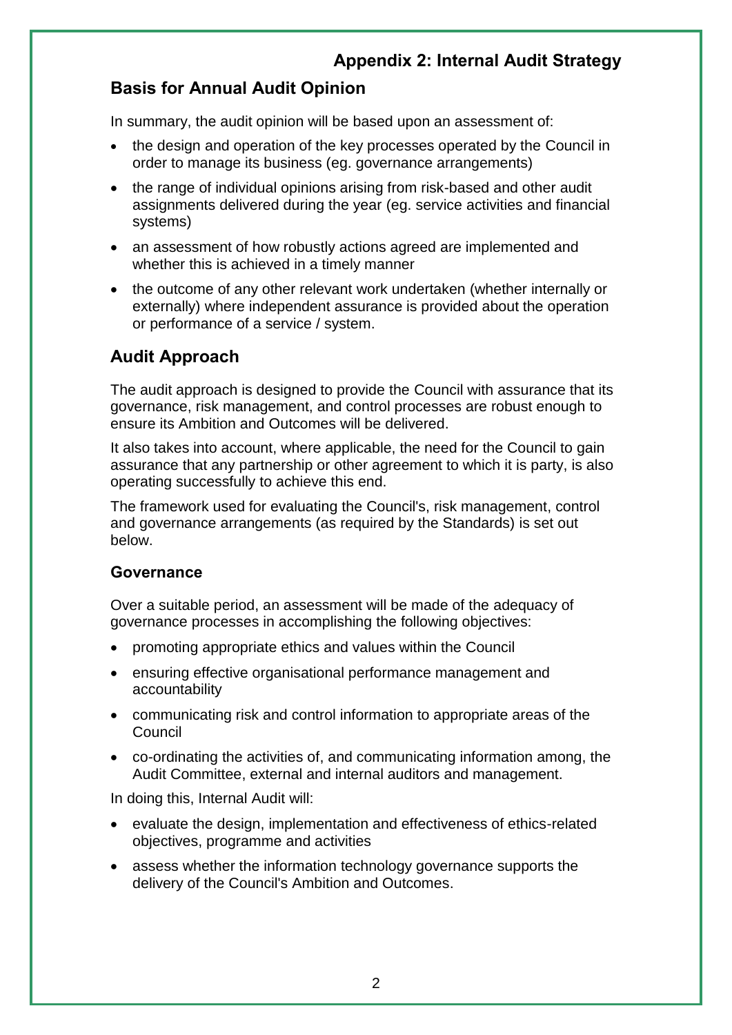# Appendix 2: Internal Audit Strategy

## Basis for Annual Audit Opinion

In summary, the audit opinion will be based upon an assessment of:

- the design and operation of the key processes operated by the Council in order to manage its business (eg. governance arrangements)
- the range of individual opinions arising from risk-based and other audit assignments delivered during the year (eg. service activities and financial systems)
- an assessment of how robustly actions agreed are implemented and whether this is achieved in a timely manner
- the outcome of any other relevant work undertaken (whether internally or externally) where independent assurance is provided about the operation or performance of a service / system.

## Audit Approach

The audit approach is designed to provide the Council with assurance that its governance, risk management, and control processes are robust enough to ensure its Ambition and Outcomes will be delivered.

It also takes into account, where applicable, the need for the Council to gain assurance that any partnership or other agreement to which it is party, is also operating successfully to achieve this end.

The framework used for evaluating the Council's, risk management, control and governance arrangements (as required by the Standards) is set out below.

### Governance

Over a suitable period, an assessment will be made of the adequacy of governance processes in accomplishing the following objectives:

- promoting appropriate ethics and values within the Council
- ensuring effective organisational performance management and accountability
- communicating risk and control information to appropriate areas of the Council
- co-ordinating the activities of, and communicating information among, the Audit Committee, external and internal auditors and management.

In doing this, Internal Audit will:

- evaluate the design, implementation and effectiveness of ethics-related objectives, programme and activities
- assess whether the information technology governance supports the delivery of the Council's Ambition and Outcomes.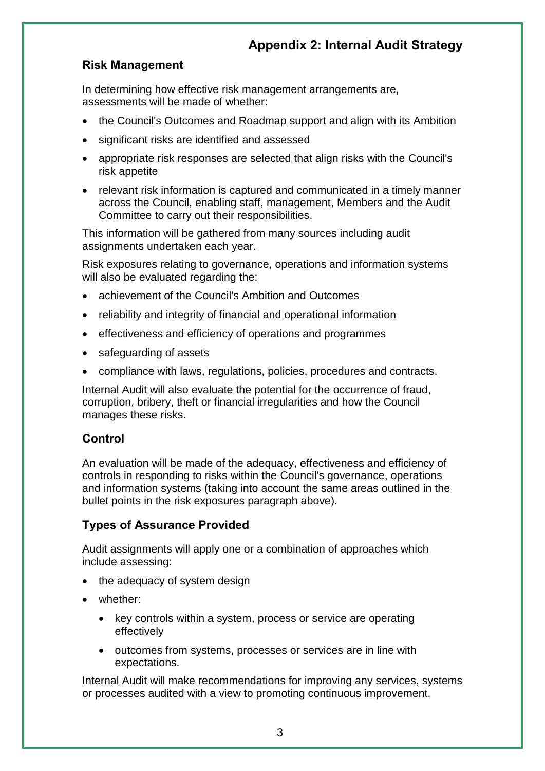## Appendix 2: Internal Audit Strategy

### Risk Management

In determining how effective risk management arrangements are, assessments will be made of whether:

- the Council's Outcomes and Roadmap support and align with its Ambition
- significant risks are identified and assessed
- appropriate risk responses are selected that align risks with the Council's risk appetite
- relevant risk information is captured and communicated in a timely manner across the Council, enabling staff, management, Members and the Audit Committee to carry out their responsibilities.

This information will be gathered from many sources including audit assignments undertaken each year.

Risk exposures relating to governance, operations and information systems will also be evaluated regarding the:

- achievement of the Council's Ambition and Outcomes
- reliability and integrity of financial and operational information
- effectiveness and efficiency of operations and programmes
- safeguarding of assets
- compliance with laws, regulations, policies, procedures and contracts.

Internal Audit will also evaluate the potential for the occurrence of fraud, corruption, bribery, theft or financial irregularities and how the Council manages these risks.

### Control

An evaluation will be made of the adequacy, effectiveness and efficiency of controls in responding to risks within the Council's governance, operations and information systems (taking into account the same areas outlined in the bullet points in the risk exposures paragraph above).

### Types of Assurance Provided

Audit assignments will apply one or a combination of approaches which include assessing:

- the adequacy of system design
- whether:
    - key controls within a system, process or service are operating effectively
    - outcomes from systems, processes or services are in line with expectations.

Internal Audit will make recommendations for improving any services, systems or processes audited with a view to promoting continuous improvement.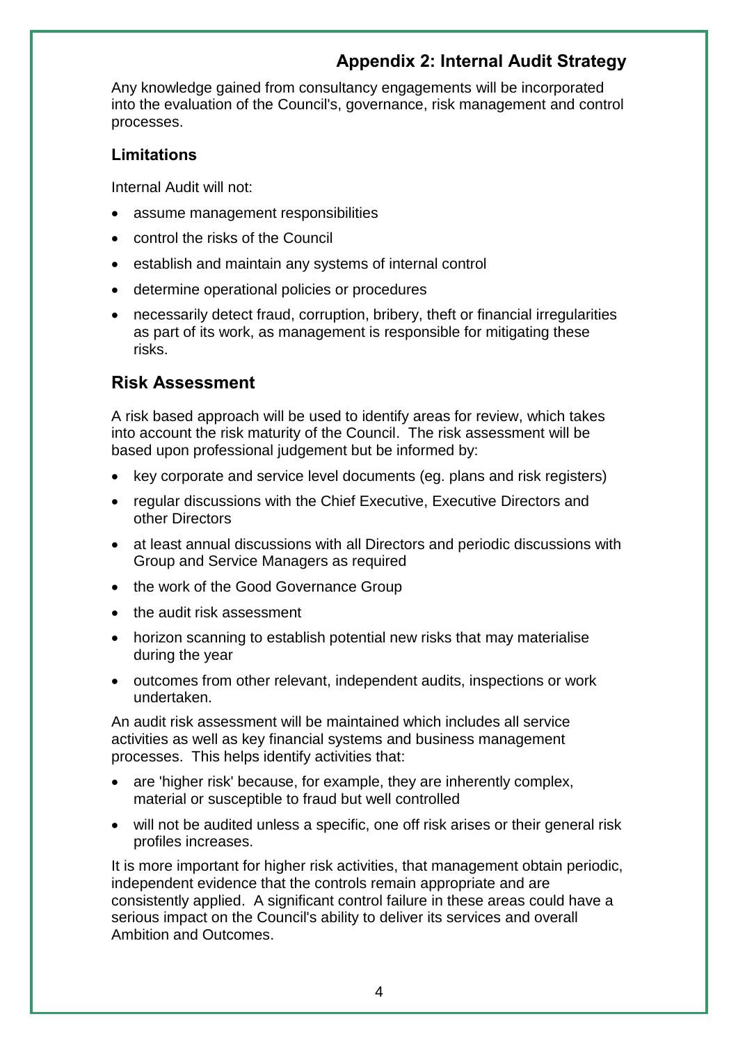## Appendix 2: Internal Audit Strategy

Any knowledge gained from consultancy engagements will be incorporated into the evaluation of the Council's, governance, risk management and control processes.

### Limitations

Internal Audit will not:

- assume management responsibilities
- control the risks of the Council
- establish and maintain any systems of internal control
- determine operational policies or procedures
- necessarily detect fraud, corruption, bribery, theft or financial irregularities as part of its work, as management is responsible for mitigating these risks.

## Risk Assessment

A risk based approach will be used to identify areas for review, which takes into account the risk maturity of the Council. The risk assessment will be based upon professional judgement but be informed by:

- key corporate and service level documents (eg. plans and risk registers)
- regular discussions with the Chief Executive, Executive Directors and other Directors
- at least annual discussions with all Directors and periodic discussions with Group and Service Managers as required
- the work of the Good Governance Group
- the audit risk assessment
- horizon scanning to establish potential new risks that may materialise during the year
- outcomes from other relevant, independent audits, inspections or work undertaken.

An audit risk assessment will be maintained which includes all service activities as well as key financial systems and business management processes. This helps identify activities that:

- are 'higher risk' because, for example, they are inherently complex, material or susceptible to fraud but well controlled
- will not be audited unless a specific, one off risk arises or their general risk profiles increases.

It is more important for higher risk activities, that management obtain periodic, independent evidence that the controls remain appropriate and are consistently applied. A significant control failure in these areas could have a serious impact on the Council's ability to deliver its services and overall Ambition and Outcomes.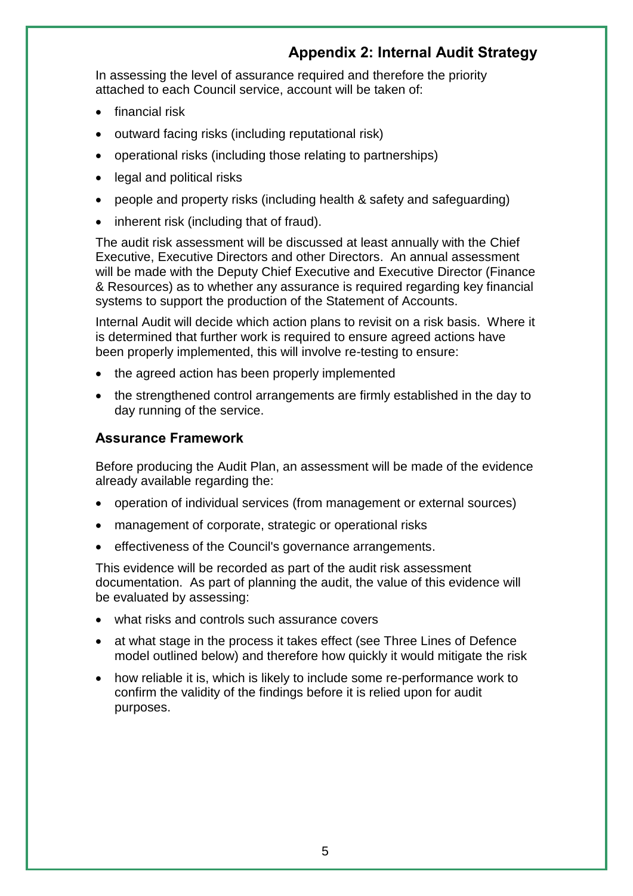## Appendix 2: Internal Audit Strategy

In assessing the level of assurance required and therefore the priority attached to each Council service, account will be taken of:

- financial risk
- outward facing risks (including reputational risk)
- operational risks (including those relating to partnerships)
- legal and political risks
- people and property risks (including health & safety and safeguarding)
- inherent risk (including that of fraud).

The audit risk assessment will be discussed at least annually with the Chief Executive, Executive Directors and other Directors. An annual assessment will be made with the Deputy Chief Executive and Executive Director (Finance & Resources) as to whether any assurance is required regarding key financial systems to support the production of the Statement of Accounts.

Internal Audit will decide which action plans to revisit on a risk basis. Where it is determined that further work is required to ensure agreed actions have been properly implemented, this will involve re-testing to ensure:

- the agreed action has been properly implemented
- the strengthened control arrangements are firmly established in the day to day running of the service.

### Assurance Framework

Before producing the Audit Plan, an assessment will be made of the evidence already available regarding the:

- operation of individual services (from management or external sources)
- management of corporate, strategic or operational risks
- effectiveness of the Council's governance arrangements.

This evidence will be recorded as part of the audit risk assessment documentation. As part of planning the audit, the value of this evidence will be evaluated by assessing:

- what risks and controls such assurance covers
- at what stage in the process it takes effect (see Three Lines of Defence model outlined below) and therefore how quickly it would mitigate the risk
- how reliable it is, which is likely to include some re-performance work to confirm the validity of the findings before it is relied upon for audit purposes.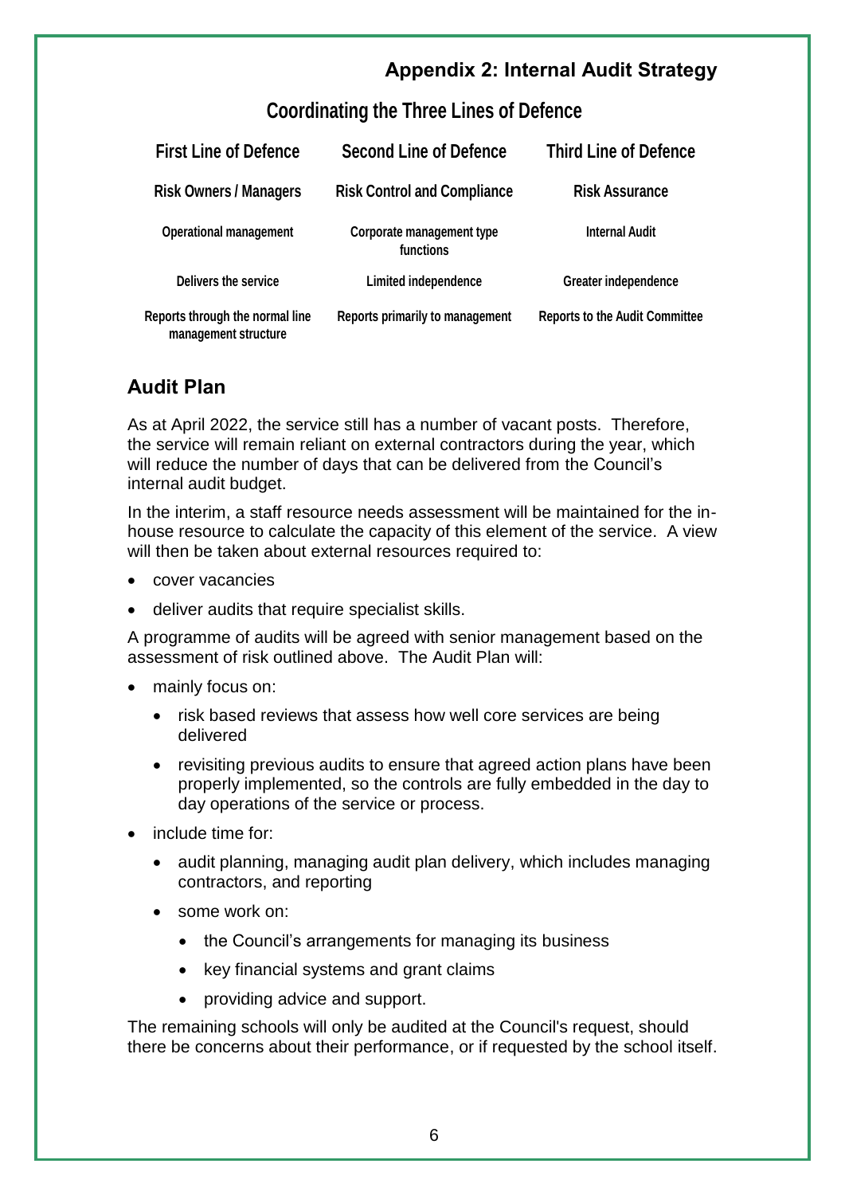## Appendix 2: Internal Audit Strategy

### Coordinating the Three Lines of Defence

| First Line of Defence | Second Line of Defence | Third Line of Defence |
|---|---|---|
| **Risk Owners / Managers** | **Risk Control and Compliance** | **Risk Assurance** |
| Operational management | Corporate management type functions | Internal Audit |
| Delivers the service | Limited independence | Greater independence |
| Reports through the normal line management structure | Reports primarily to management | Reports to the Audit Committee |

## Audit Plan

As at April 2022, the service still has a number of vacant posts. Therefore, the service will remain reliant on external contractors during the year, which will reduce the number of days that can be delivered from the Council's internal audit budget.

In the interim, a staff resource needs assessment will be maintained for the in-house resource to calculate the capacity of this element of the service. A view will then be taken about external resources required to:

- cover vacancies
- deliver audits that require specialist skills.

A programme of audits will be agreed with senior management based on the assessment of risk outlined above. The Audit Plan will:

- mainly focus on:
  - risk based reviews that assess how well core services are being delivered
  - revisiting previous audits to ensure that agreed action plans have been properly implemented, so the controls are fully embedded in the day to day operations of the service or process.
- include time for:
  - audit planning, managing audit plan delivery, which includes managing contractors, and reporting
  - some work on:
    - the Council's arrangements for managing its business
    - key financial systems and grant claims
    - providing advice and support.

The remaining schools will only be audited at the Council's request, should there be concerns about their performance, or if requested by the school itself.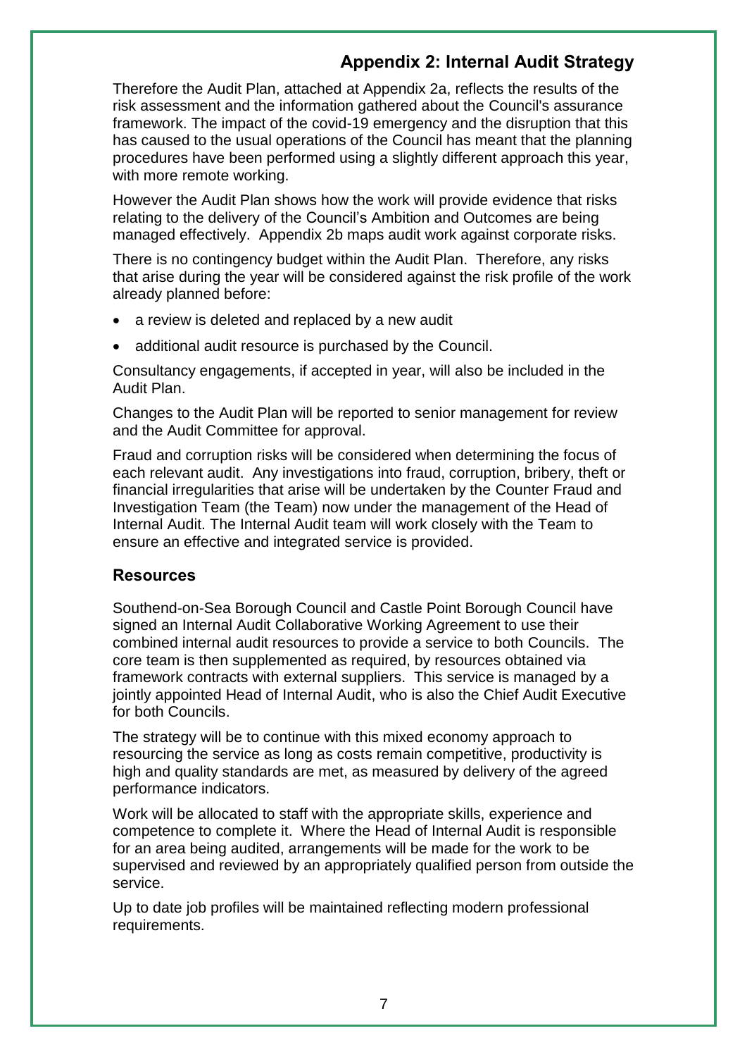## Appendix 2: Internal Audit Strategy

Therefore the Audit Plan, attached at Appendix 2a, reflects the results of the risk assessment and the information gathered about the Council's assurance framework. The impact of the covid-19 emergency and the disruption that this has caused to the usual operations of the Council has meant that the planning procedures have been performed using a slightly different approach this year, with more remote working.

However the Audit Plan shows how the work will provide evidence that risks relating to the delivery of the Council's Ambition and Outcomes are being managed effectively. Appendix 2b maps audit work against corporate risks.

There is no contingency budget within the Audit Plan. Therefore, any risks that arise during the year will be considered against the risk profile of the work already planned before:

- a review is deleted and replaced by a new audit
- additional audit resource is purchased by the Council.

Consultancy engagements, if accepted in year, will also be included in the Audit Plan.

Changes to the Audit Plan will be reported to senior management for review and the Audit Committee for approval.

Fraud and corruption risks will be considered when determining the focus of each relevant audit. Any investigations into fraud, corruption, bribery, theft or financial irregularities that arise will be undertaken by the Counter Fraud and Investigation Team (the Team) now under the management of the Head of Internal Audit. The Internal Audit team will work closely with the Team to ensure an effective and integrated service is provided.

### Resources

Southend-on-Sea Borough Council and Castle Point Borough Council have signed an Internal Audit Collaborative Working Agreement to use their combined internal audit resources to provide a service to both Councils. The core team is then supplemented as required, by resources obtained via framework contracts with external suppliers. This service is managed by a jointly appointed Head of Internal Audit, who is also the Chief Audit Executive for both Councils.

The strategy will be to continue with this mixed economy approach to resourcing the service as long as costs remain competitive, productivity is high and quality standards are met, as measured by delivery of the agreed performance indicators.

Work will be allocated to staff with the appropriate skills, experience and competence to complete it. Where the Head of Internal Audit is responsible for an area being audited, arrangements will be made for the work to be supervised and reviewed by an appropriately qualified person from outside the service.

Up to date job profiles will be maintained reflecting modern professional requirements.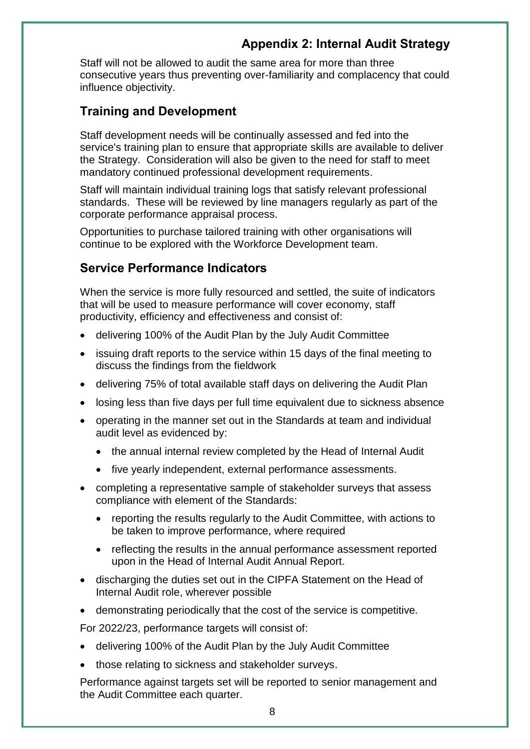## Appendix 2: Internal Audit Strategy

Staff will not be allowed to audit the same area for more than three consecutive years thus preventing over-familiarity and complacency that could influence objectivity.

## Training and Development

Staff development needs will be continually assessed and fed into the service's training plan to ensure that appropriate skills are available to deliver the Strategy. Consideration will also be given to the need for staff to meet mandatory continued professional development requirements.

Staff will maintain individual training logs that satisfy relevant professional standards. These will be reviewed by line managers regularly as part of the corporate performance appraisal process.

Opportunities to purchase tailored training with other organisations will continue to be explored with the Workforce Development team.

## Service Performance Indicators

When the service is more fully resourced and settled, the suite of indicators that will be used to measure performance will cover economy, staff productivity, efficiency and effectiveness and consist of:

- delivering 100% of the Audit Plan by the July Audit Committee
- issuing draft reports to the service within 15 days of the final meeting to discuss the findings from the fieldwork
- delivering 75% of total available staff days on delivering the Audit Plan
- losing less than five days per full time equivalent due to sickness absence
- operating in the manner set out in the Standards at team and individual audit level as evidenced by:
  - the annual internal review completed by the Head of Internal Audit
  - five yearly independent, external performance assessments.
- completing a representative sample of stakeholder surveys that assess compliance with element of the Standards:
  - reporting the results regularly to the Audit Committee, with actions to be taken to improve performance, where required
  - reflecting the results in the annual performance assessment reported upon in the Head of Internal Audit Annual Report.
- discharging the duties set out in the CIPFA Statement on the Head of Internal Audit role, wherever possible
- demonstrating periodically that the cost of the service is competitive.

For 2022/23, performance targets will consist of:

- delivering 100% of the Audit Plan by the July Audit Committee
- those relating to sickness and stakeholder surveys.

Performance against targets set will be reported to senior management and the Audit Committee each quarter.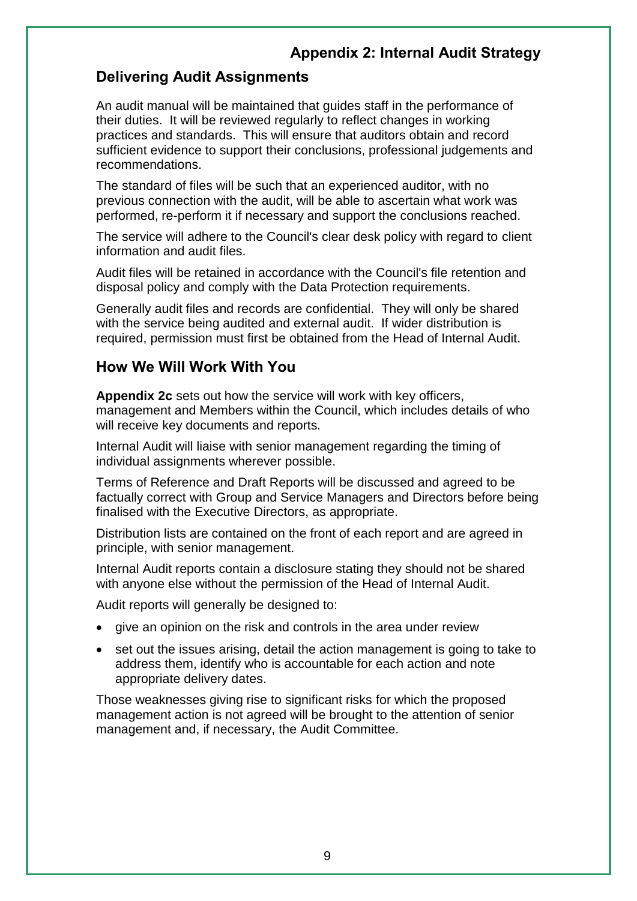# Appendix 2: Internal Audit Strategy

## Delivering Audit Assignments

An audit manual will be maintained that guides staff in the performance of their duties. It will be reviewed regularly to reflect changes in working practices and standards. This will ensure that auditors obtain and record sufficient evidence to support their conclusions, professional judgements and recommendations.

The standard of files will be such that an experienced auditor, with no previous connection with the audit, will be able to ascertain what work was performed, re-perform it if necessary and support the conclusions reached.

The service will adhere to the Council's clear desk policy with regard to client information and audit files.

Audit files will be retained in accordance with the Council's file retention and disposal policy and comply with the Data Protection requirements.

Generally audit files and records are confidential. They will only be shared with the service being audited and external audit. If wider distribution is required, permission must first be obtained from the Head of Internal Audit.

## How We Will Work With You

**Appendix 2c** sets out how the service will work with key officers, management and Members within the Council, which includes details of who will receive key documents and reports.

Internal Audit will liaise with senior management regarding the timing of individual assignments wherever possible.

Terms of Reference and Draft Reports will be discussed and agreed to be factually correct with Group and Service Managers and Directors before being finalised with the Executive Directors, as appropriate.

Distribution lists are contained on the front of each report and are agreed in principle, with senior management.

Internal Audit reports contain a disclosure stating they should not be shared with anyone else without the permission of the Head of Internal Audit.

Audit reports will generally be designed to:

- give an opinion on the risk and controls in the area under review
- set out the issues arising, detail the action management is going to take to address them, identify who is accountable for each action and note appropriate delivery dates.

Those weaknesses giving rise to significant risks for which the proposed management action is not agreed will be brought to the attention of senior management and, if necessary, the Audit Committee.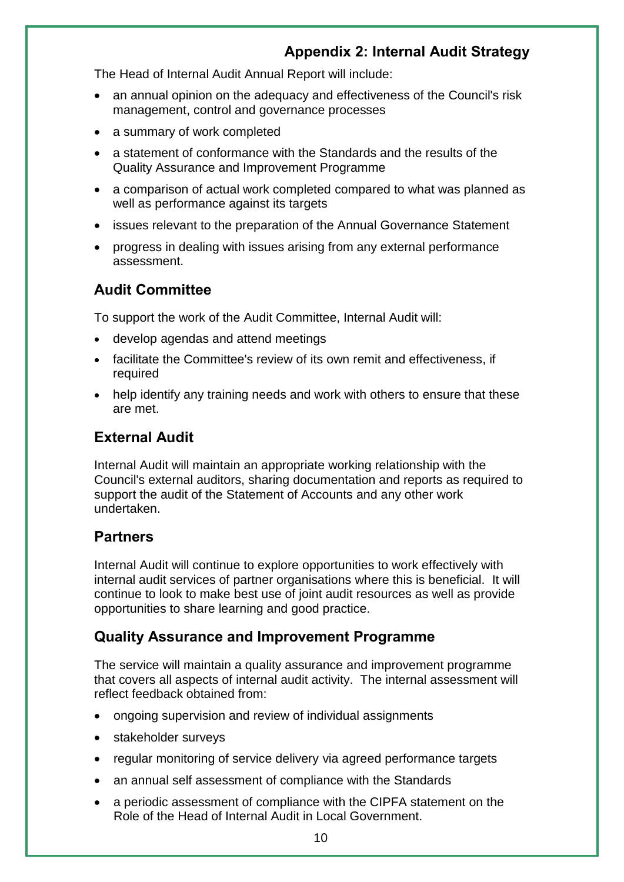## Appendix 2: Internal Audit Strategy

The Head of Internal Audit Annual Report will include:

- an annual opinion on the adequacy and effectiveness of the Council's risk management, control and governance processes
- a summary of work completed
- a statement of conformance with the Standards and the results of the Quality Assurance and Improvement Programme
- a comparison of actual work completed compared to what was planned as well as performance against its targets
- issues relevant to the preparation of the Annual Governance Statement
- progress in dealing with issues arising from any external performance assessment.

### Audit Committee

To support the work of the Audit Committee, Internal Audit will:

- develop agendas and attend meetings
- facilitate the Committee's review of its own remit and effectiveness, if required
- help identify any training needs and work with others to ensure that these are met.

### External Audit

Internal Audit will maintain an appropriate working relationship with the Council's external auditors, sharing documentation and reports as required to support the audit of the Statement of Accounts and any other work undertaken.

### Partners

Internal Audit will continue to explore opportunities to work effectively with internal audit services of partner organisations where this is beneficial. It will continue to look to make best use of joint audit resources as well as provide opportunities to share learning and good practice.

### Quality Assurance and Improvement Programme

The service will maintain a quality assurance and improvement programme that covers all aspects of internal audit activity. The internal assessment will reflect feedback obtained from:

- ongoing supervision and review of individual assignments
- stakeholder surveys
- regular monitoring of service delivery via agreed performance targets
- an annual self assessment of compliance with the Standards
- a periodic assessment of compliance with the CIPFA statement on the Role of the Head of Internal Audit in Local Government.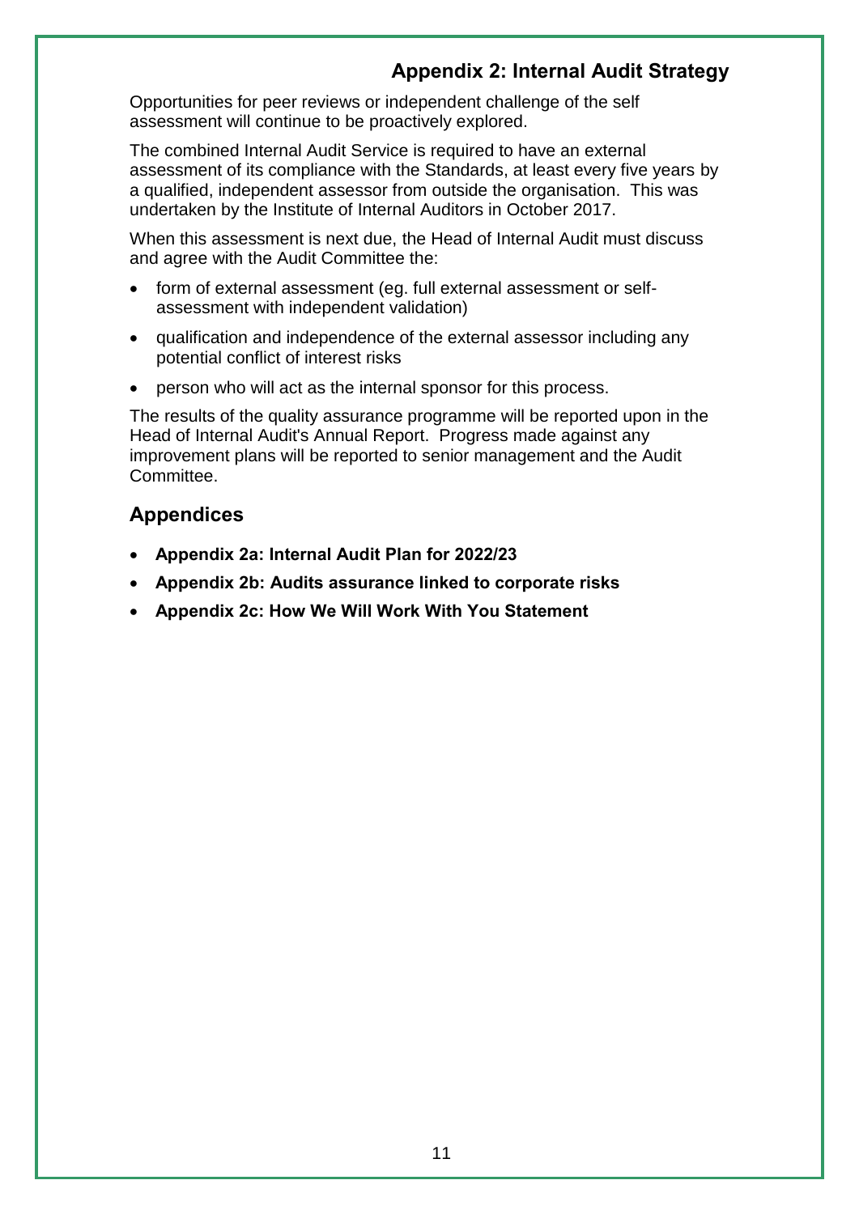## Appendix 2: Internal Audit Strategy

Opportunities for peer reviews or independent challenge of the self assessment will continue to be proactively explored.

The combined Internal Audit Service is required to have an external assessment of its compliance with the Standards, at least every five years by a qualified, independent assessor from outside the organisation. This was undertaken by the Institute of Internal Auditors in October 2017.

When this assessment is next due, the Head of Internal Audit must discuss and agree with the Audit Committee the:

- form of external assessment (eg. full external assessment or self-assessment with independent validation)
- qualification and independence of the external assessor including any potential conflict of interest risks
- person who will act as the internal sponsor for this process.

The results of the quality assurance programme will be reported upon in the Head of Internal Audit's Annual Report. Progress made against any improvement plans will be reported to senior management and the Audit Committee.

## Appendices

- **Appendix 2a: Internal Audit Plan for 2022/23**
- **Appendix 2b: Audits assurance linked to corporate risks**
- **Appendix 2c: How We Will Work With You Statement**